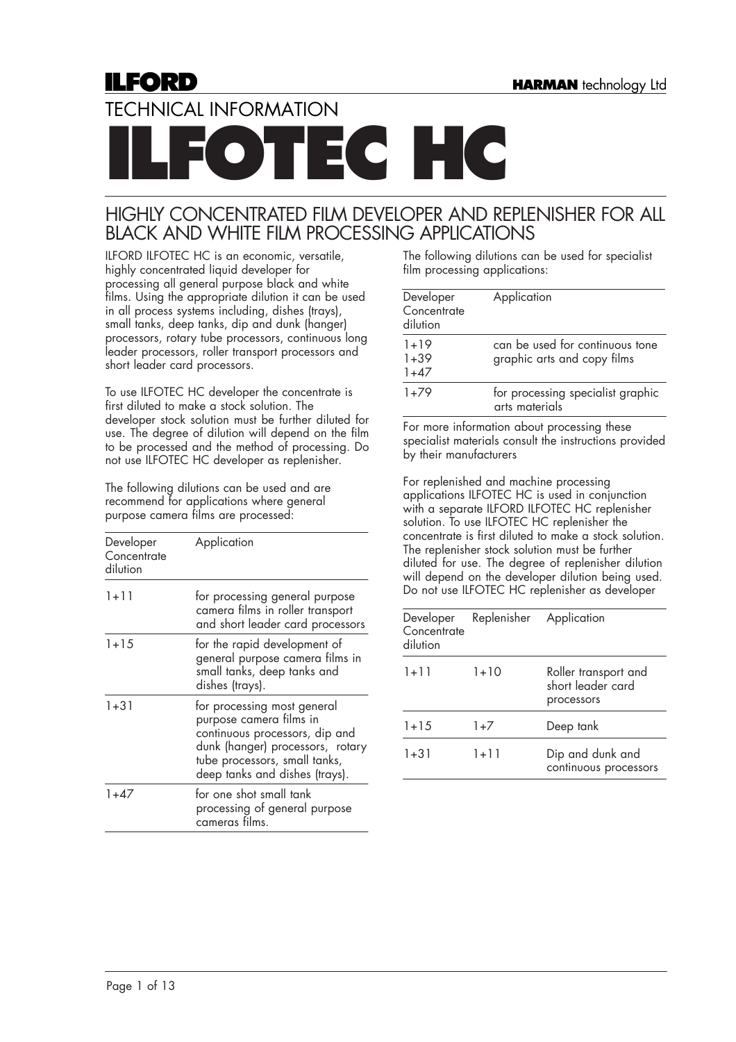ILFORD

HARMAN technology Ltd

TECHNICAL INFORMATION

# ILFOTEC HC

## HIGHLY CONCENTRATED FILM DEVELOPER AND REPLENISHER FOR ALL BLACK AND WHITE FILM PROCESSING APPLICATIONS

ILFORD ILFOTEC HC is an economic, versatile, highly concentrated liquid developer for processing all general purpose black and white films. Using the appropriate dilution it can be used in all process systems including, dishes (trays), small tanks, deep tanks, dip and dunk (hanger) processors, rotary tube processors, continuous long leader processors, roller transport processors and short leader card processors.

To use ILFOTEC HC developer the concentrate is first diluted to make a stock solution. The developer stock solution must be further diluted for use. The degree of dilution will depend on the film to be processed and the method of processing. Do not use ILFOTEC HC developer as replenisher.

The following dilutions can be used and are recommend for applications where general purpose camera films are processed:

| Developer Concentrate dilution | Application |
|---|---|
| 1+11 | for processing general purpose camera films in roller transport and short leader card processors |
| 1+15 | for the rapid development of general purpose camera films in small tanks, deep tanks and dishes (trays). |
| 1+31 | for processing most general purpose camera films in continuous processors, dip and dunk (hanger) processors, rotary tube processors, small tanks, deep tanks and dishes (trays). |
| 1+47 | for one shot small tank processing of general purpose cameras films. |

The following dilutions can be used for specialist film processing applications:

| Developer Concentrate dilution | Application |
|---|---|
| 1+19<br>1+39<br>1+47 | can be used for continuous tone graphic arts and copy films |
| 1+79 | for processing specialist graphic arts materials |

For more information about processing these specialist materials consult the instructions provided by their manufacturers

For replenished and machine processing applications ILFOTEC HC is used in conjunction with a separate ILFORD ILFOTEC HC replenisher solution. To use ILFOTEC HC replenisher the concentrate is first diluted to make a stock solution. The replenisher stock solution must be further diluted for use. The degree of replenisher dilution will depend on the developer dilution being used. Do not use ILFOTEC HC replenisher as developer

| Developer Concentrate dilution | Replenisher | Application |
|---|---|---|
| 1+11 | 1+10 | Roller transport and short leader card processors |
| 1+15 | 1+7 | Deep tank |
| 1+31 | 1+11 | Dip and dunk and continuous processors |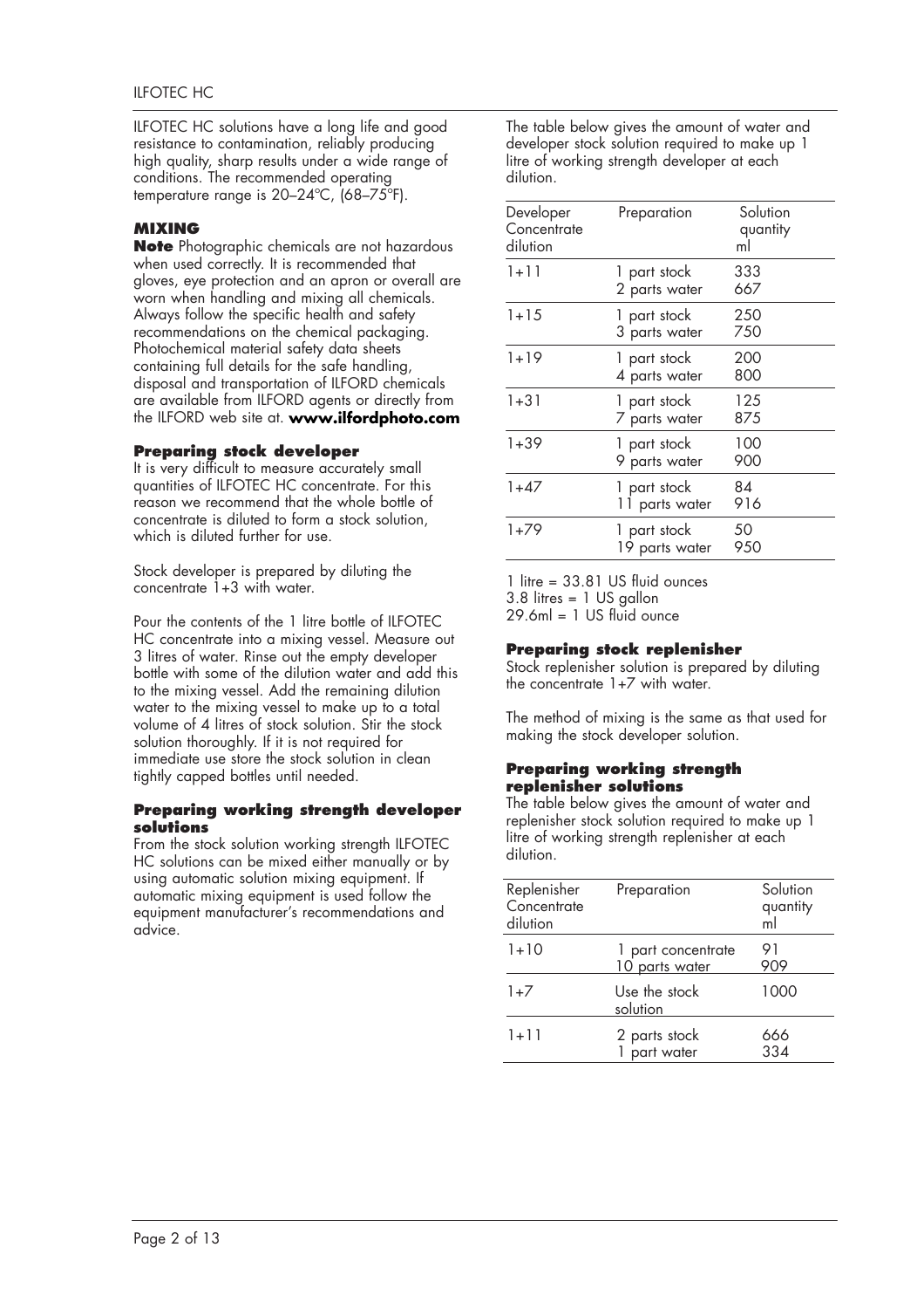ILFOTEC HC solutions have a long life and good resistance to contamination, reliably producing high quality, sharp results under a wide range of conditions. The recommended operating temperature range is 20–24ºC, (68–75ºF).

## MIXING

**Note** Photographic chemicals are not hazardous when used correctly. It is recommended that gloves, eye protection and an apron or overall are worn when handling and mixing all chemicals. Always follow the specific health and safety recommendations on the chemical packaging. Photochemical material safety data sheets containing full details for the safe handling, disposal and transportation of ILFORD chemicals are available from ILFORD agents or directly from the ILFORD web site at. **www.ilfordphoto.com**

### Preparing stock developer

It is very difficult to measure accurately small quantities of ILFOTEC HC concentrate. For this reason we recommend that the whole bottle of concentrate is diluted to form a stock solution, which is diluted further for use.

Stock developer is prepared by diluting the concentrate 1+3 with water.

Pour the contents of the 1 litre bottle of ILFOTEC HC concentrate into a mixing vessel. Measure out 3 litres of water. Rinse out the empty developer bottle with some of the dilution water and add this to the mixing vessel. Add the remaining dilution water to the mixing vessel to make up to a total volume of 4 litres of stock solution. Stir the stock solution thoroughly. If it is not required for immediate use store the stock solution in clean tightly capped bottles until needed.

### Preparing working strength developer solutions

From the stock solution working strength ILFOTEC HC solutions can be mixed either manually or by using automatic solution mixing equipment. If automatic mixing equipment is used follow the equipment manufacturer's recommendations and advice.

The table below gives the amount of water and developer stock solution required to make up 1 litre of working strength developer at each dilution.

| Developer Concentrate dilution | Preparation | Solution quantity ml |
|---|---|---|
| 1+11 | 1 part stock<br>2 parts water | 333<br>667 |
| 1+15 | 1 part stock<br>3 parts water | 250<br>750 |
| 1+19 | 1 part stock<br>4 parts water | 200<br>800 |
| 1+31 | 1 part stock<br>7 parts water | 125<br>875 |
| 1+39 | 1 part stock<br>9 parts water | 100<br>900 |
| 1+47 | 1 part stock<br>11 parts water | 84<br>916 |
| 1+79 | 1 part stock<br>19 parts water | 50<br>950 |

1 litre = 33.81 US fluid ounces
3.8 litres = 1 US gallon
29.6ml = 1 US fluid ounce

### Preparing stock replenisher

Stock replenisher solution is prepared by diluting the concentrate 1+7 with water.

The method of mixing is the same as that used for making the stock developer solution.

### Preparing working strength replenisher solutions

The table below gives the amount of water and replenisher stock solution required to make up 1 litre of working strength replenisher at each dilution.

| Replenisher Concentrate dilution | Preparation | Solution quantity ml |
|---|---|---|
| 1+10 | 1 part concentrate<br>10 parts water | 91<br>909 |
| 1+7 | Use the stock solution | 1000 |
| 1+11 | 2 parts stock<br>1 part water | 666<br>334 |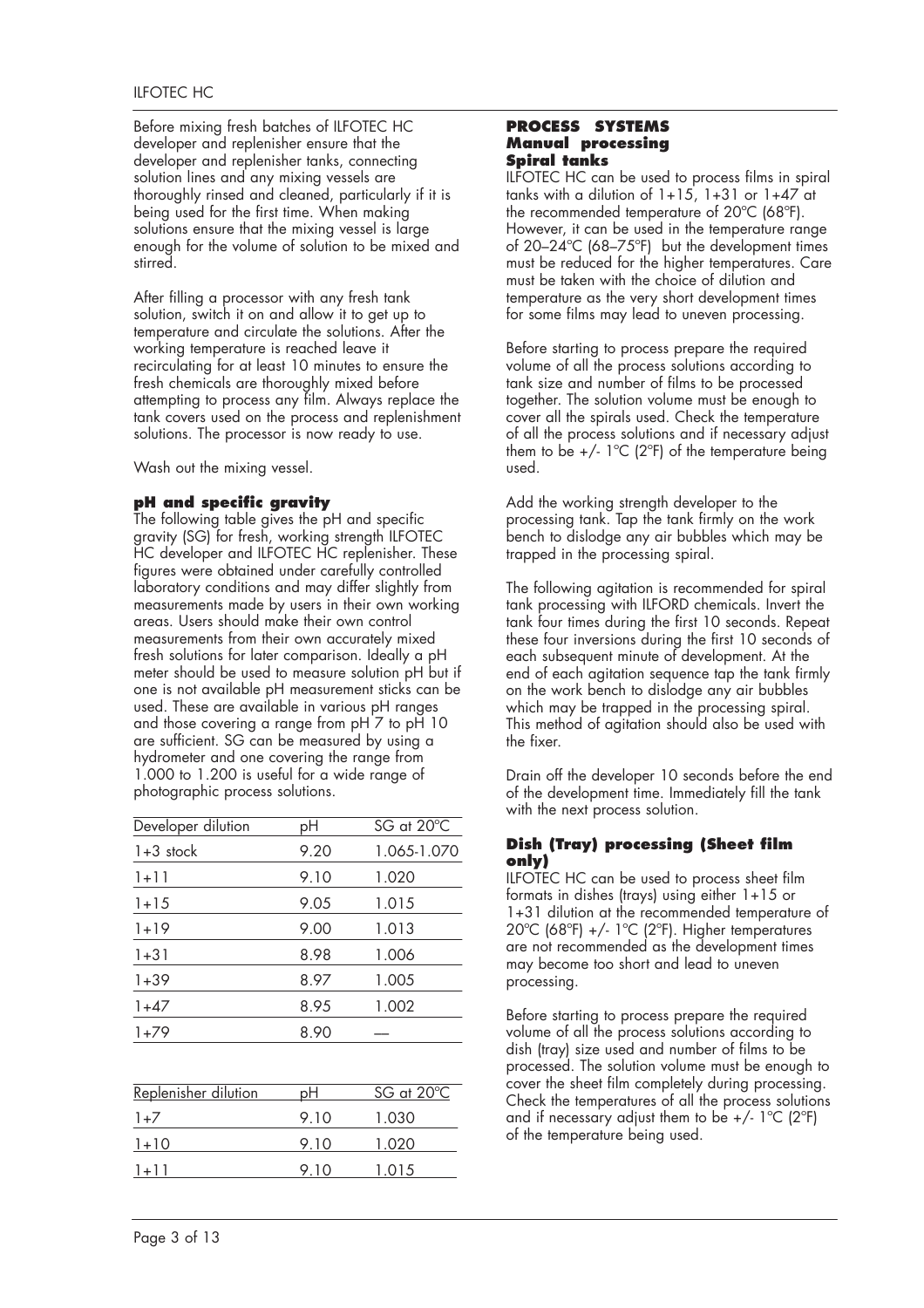Before mixing fresh batches of ILFOTEC HC developer and replenisher ensure that the developer and replenisher tanks, connecting solution lines and any mixing vessels are thoroughly rinsed and cleaned, particularly if it is being used for the first time. When making solutions ensure that the mixing vessel is large enough for the volume of solution to be mixed and stirred.

After filling a processor with any fresh tank solution, switch it on and allow it to get up to temperature and circulate the solutions. After the working temperature is reached leave it recirculating for at least 10 minutes to ensure the fresh chemicals are thoroughly mixed before attempting to process any film. Always replace the tank covers used on the process and replenishment solutions. The processor is now ready to use.

Wash out the mixing vessel.

### pH and specific gravity

The following table gives the pH and specific gravity (SG) for fresh, working strength ILFOTEC HC developer and ILFOTEC HC replenisher. These figures were obtained under carefully controlled laboratory conditions and may differ slightly from measurements made by users in their own working areas. Users should make their own control measurements from their own accurately mixed fresh solutions for later comparison. Ideally a pH meter should be used to measure solution pH but if one is not available pH measurement sticks can be used. These are available in various pH ranges and those covering a range from pH 7 to pH 10 are sufficient. SG can be measured by using a hydrometer and one covering the range from 1.000 to 1.200 is useful for a wide range of photographic process solutions.

| Developer dilution | pH | SG at 20°C |
|---|---|---|
| 1+3 stock | 9.20 | 1.065-1.070 |
| 1+11 | 9.10 | 1.020 |
| 1+15 | 9.05 | 1.015 |
| 1+19 | 9.00 | 1.013 |
| 1+31 | 8.98 | 1.006 |
| 1+39 | 8.97 | 1.005 |
| 1+47 | 8.95 | 1.002 |
| 1+79 | 8.90 | — |

| Replenisher dilution | pH | SG at 20°C |
|---|---|---|
| 1+7 | 9.10 | 1.030 |
| 1+10 | 9.10 | 1.020 |
| 1+11 | 9.10 | 1.015 |

## PROCESS SYSTEMS

### Manual processing

### Spiral tanks

ILFOTEC HC can be used to process films in spiral tanks with a dilution of 1+15, 1+31 or 1+47 at the recommended temperature of 20°C (68°F). However, it can be used in the temperature range of 20–24°C (68–75°F) but the development times must be reduced for the higher temperatures. Care must be taken with the choice of dilution and temperature as the very short development times for some films may lead to uneven processing.

Before starting to process prepare the required volume of all the process solutions according to tank size and number of films to be processed together. The solution volume must be enough to cover all the spirals used. Check the temperature of all the process solutions and if necessary adjust them to be +/- 1°C (2°F) of the temperature being used.

Add the working strength developer to the processing tank. Tap the tank firmly on the work bench to dislodge any air bubbles which may be trapped in the processing spiral.

The following agitation is recommended for spiral tank processing with ILFORD chemicals. Invert the tank four times during the first 10 seconds. Repeat these four inversions during the first 10 seconds of each subsequent minute of development. At the end of each agitation sequence tap the tank firmly on the work bench to dislodge any air bubbles which may be trapped in the processing spiral. This method of agitation should also be used with the fixer.

Drain off the developer 10 seconds before the end of the development time. Immediately fill the tank with the next process solution.

### Dish (Tray) processing (Sheet film only)

ILFOTEC HC can be used to process sheet film formats in dishes (trays) using either 1+15 or 1+31 dilution at the recommended temperature of 20°C (68°F) +/- 1°C (2°F). Higher temperatures are not recommended as the development times may become too short and lead to uneven processing.

Before starting to process prepare the required volume of all the process solutions according to dish (tray) size used and number of films to be processed. The solution volume must be enough to cover the sheet film completely during processing. Check the temperatures of all the process solutions and if necessary adjust them to be +/- 1°C (2°F) of the temperature being used.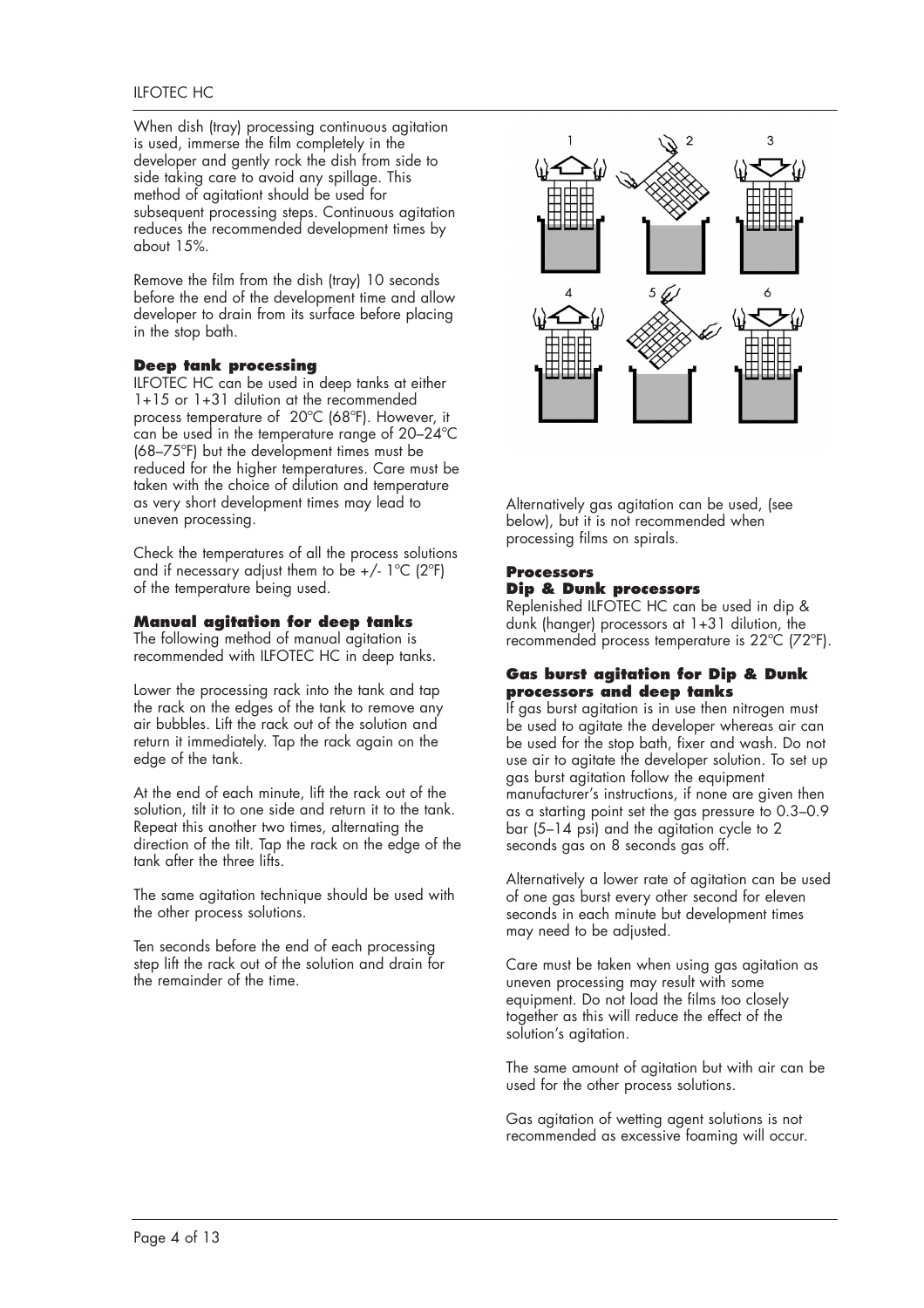When dish (tray) processing continuous agitation is used, immerse the film completely in the developer and gently rock the dish from side to side taking care to avoid any spillage. This method of agitationt should be used for subsequent processing steps. Continuous agitation reduces the recommended development times by about 15%.

Remove the film from the dish (tray) 10 seconds before the end of the development time and allow developer to drain from its surface before placing in the stop bath.

### Deep tank processing

ILFOTEC HC can be used in deep tanks at either 1+15 or 1+31 dilution at the recommended process temperature of 20°C (68°F). However, it can be used in the temperature range of 20–24°C (68–75°F) but the development times must be reduced for the higher temperatures. Care must be taken with the choice of dilution and temperature as very short development times may lead to uneven processing.

Check the temperatures of all the process solutions and if necessary adjust them to be +/- 1°C (2°F) of the temperature being used.

### Manual agitation for deep tanks

The following method of manual agitation is recommended with ILFOTEC HC in deep tanks.

Lower the processing rack into the tank and tap the rack on the edges of the tank to remove any air bubbles. Lift the rack out of the solution and return it immediately. Tap the rack again on the edge of the tank.

At the end of each minute, lift the rack out of the solution, tilt it to one side and return it to the tank. Repeat this another two times, alternating the direction of the tilt. Tap the rack on the edge of the tank after the three lifts.

The same agitation technique should be used with the other process solutions.

Ten seconds before the end of each processing step lift the rack out of the solution and drain for the remainder of the time.

Alternatively gas agitation can be used, (see below), but it is not recommended when processing films on spirals.

### Processors

#### Dip & Dunk processors

Replenished ILFOTEC HC can be used in dip & dunk (hanger) processors at 1+31 dilution, the recommended process temperature is 22°C (72°F).

#### Gas burst agitation for Dip & Dunk processors and deep tanks

If gas burst agitation is in use then nitrogen must be used to agitate the developer whereas air can be used for the stop bath, fixer and wash. Do not use air to agitate the developer solution. To set up gas burst agitation follow the equipment manufacturer's instructions, if none are given then as a starting point set the gas pressure to 0.3–0.9 bar (5–14 psi) and the agitation cycle to 2 seconds gas on 8 seconds gas off.

Alternatively a lower rate of agitation can be used of one gas burst every other second for eleven seconds in each minute but development times may need to be adjusted.

Care must be taken when using gas agitation as uneven processing may result with some equipment. Do not load the films too closely together as this will reduce the effect of the solution's agitation.

The same amount of agitation but with air can be used for the other process solutions.

Gas agitation of wetting agent solutions is not recommended as excessive foaming will occur.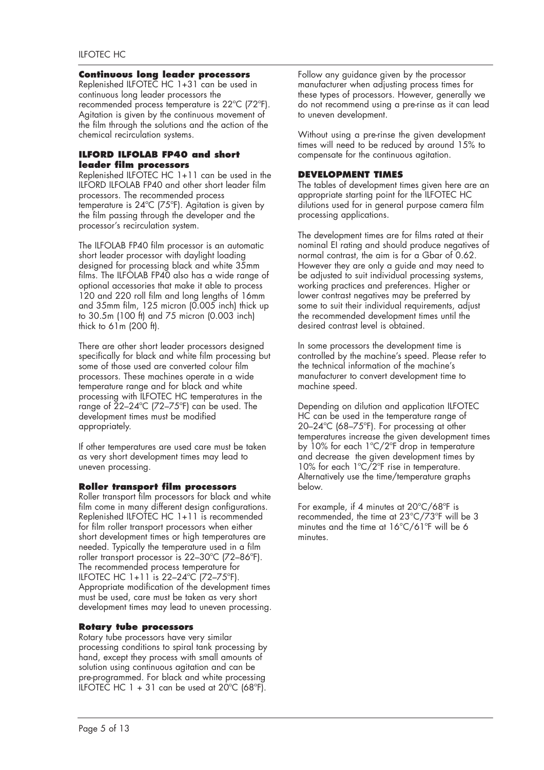#### Continuous long leader processors

Replenished ILFOTEC HC 1+31 can be used in continuous long leader processors the recommended process temperature is 22°C (72°F). Agitation is given by the continuous movement of the film through the solutions and the action of the chemical recirculation systems.

#### ILFORD ILFOLAB FP40 and short leader film processors

Replenished ILFOTEC HC 1+11 can be used in the ILFORD ILFOLAB FP40 and other short leader film processors. The recommended process temperature is 24°C (75°F). Agitation is given by the film passing through the developer and the processor's recirculation system.

The ILFOLAB FP40 film processor is an automatic short leader processor with daylight loading designed for processing black and white 35mm films. The ILFOLAB FP40 also has a wide range of optional accessories that make it able to process 120 and 220 roll film and long lengths of 16mm and 35mm film, 125 micron (0.005 inch) thick up to 30.5m (100 ft) and 75 micron (0.003 inch) thick to 61m (200 ft).

There are other short leader processors designed specifically for black and white film processing but some of those used are converted colour film processors. These machines operate in a wide temperature range and for black and white processing with ILFOTEC HC temperatures in the range of 22–24°C (72–75°F) can be used. The development times must be modified appropriately.

If other temperatures are used care must be taken as very short development times may lead to uneven processing.

#### Roller transport film processors

Roller transport film processors for black and white film come in many different design configurations. Replenished ILFOTEC HC 1+11 is recommended for film roller transport processors when either short development times or high temperatures are needed. Typically the temperature used in a film roller transport processor is 22–30°C (72–86°F). The recommended process temperature for ILFOTEC HC 1+11 is 22–24°C (72–75°F). Appropriate modification of the development times must be used, care must be taken as very short development times may lead to uneven processing.

#### Rotary tube processors

Rotary tube processors have very similar processing conditions to spiral tank processing by hand, except they process with small amounts of solution using continuous agitation and can be pre-programmed. For black and white processing ILFOTEC HC 1 + 31 can be used at 20°C (68°F).

Follow any guidance given by the processor manufacturer when adjusting process times for these types of processors. However, generally we do not recommend using a pre-rinse as it can lead to uneven development.

Without using a pre-rinse the given development times will need to be reduced by around 15% to compensate for the continuous agitation.

#### DEVELOPMENT TIMES

The tables of development times given here are an appropriate starting point for the ILFOTEC HC dilutions used for in general purpose camera film processing applications.

The development times are for films rated at their nominal EI rating and should produce negatives of normal contrast, the aim is for a Gbar of 0.62. However they are only a guide and may need to be adjusted to suit individual processing systems, working practices and preferences. Higher or lower contrast negatives may be preferred by some to suit their individual requirements, adjust the recommended development times until the desired contrast level is obtained.

In some processors the development time is controlled by the machine's speed. Please refer to the technical information of the machine's manufacturer to convert development time to machine speed.

Depending on dilution and application ILFOTEC HC can be used in the temperature range of 20–24°C (68–75°F). For processing at other temperatures increase the given development times by 10% for each 1°C/2°F drop in temperature and decrease the given development times by 10% for each 1°C/2°F rise in temperature. Alternatively use the time/temperature graphs below.

For example, if 4 minutes at 20°C/68°F is recommended, the time at 23°C/73°F will be 3 minutes and the time at 16°C/61°F will be 6 minutes.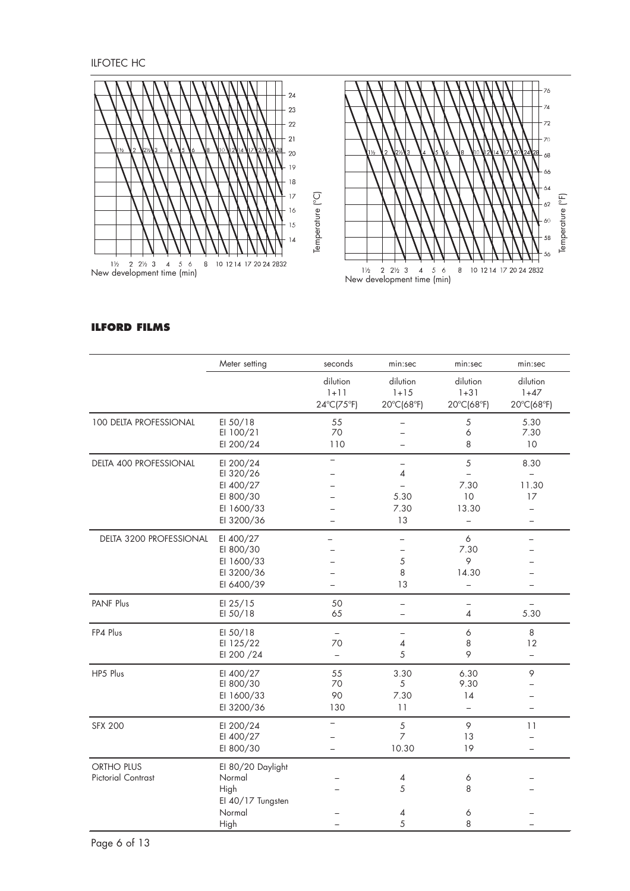ILFOTEC HC

New development time (min)

Temperature (°C)

New development time (min)

Temperature (°F)

## ILFORD FILMS

| | Meter setting | seconds | min:sec | min:sec | min:sec |
|---|---|---|---|---|---|
| | | dilution 1+11 24°C(75°F) | dilution 1+15 20°C(68°F) | dilution 1+31 20°C(68°F) | dilution 1+47 20°C(68°F) |
| 100 DELTA PROFESSIONAL | EI 50/18 | 55 | – | 5 | 5.30 |
| | EI 100/21 | 70 | – | 6 | 7.30 |
| | EI 200/24 | 110 | – | 8 | 10 |
| DELTA 400 PROFESSIONAL | EI 200/24 | – | – | 5 | 8.30 |
| | EI 320/26 | – | 4 | – | – |
| | EI 400/27 | – | – | 7.30 | 11.30 |
| | EI 800/30 | – | 5.30 | 10 | 17 |
| | EI 1600/33 | – | 7.30 | 13.30 | – |
| | EI 3200/36 | – | 13 | – | – |
| DELTA 3200 PROFESSIONAL | EI 400/27 | – | – | 6 | – |
| | EI 800/30 | – | – | 7.30 | – |
| | EI 1600/33 | – | 5 | 9 | – |
| | EI 3200/36 | – | 8 | 14.30 | – |
| | EI 6400/39 | – | 13 | – | – |
| PANF Plus | EI 25/15 | 50 | – | – | – |
| | EI 50/18 | 65 | – | 4 | 5.30 |
| FP4 Plus | EI 50/18 | – | – | 6 | 8 |
| | EI 125/22 | 70 | 4 | 8 | 12 |
| | EI 200 /24 | – | 5 | 9 | – |
| HP5 Plus | EI 400/27 | 55 | 3.30 | 6.30 | 9 |
| | EI 800/30 | 70 | 5 | 9.30 | – |
| | EI 1600/33 | 90 | 7.30 | 14 | – |
| | EI 3200/36 | 130 | 11 | – | – |
| SFX 200 | EI 200/24 | – | 5 | 9 | 11 |
| | EI 400/27 | – | 7 | 13 | – |
| | EI 800/30 | – | 10.30 | 19 | – |
| ORTHO PLUS Pictorial Contrast | EI 80/20 Daylight | | | | |
| | Normal | – | 4 | 6 | – |
| | High | – | 5 | 8 | – |
| | EI 40/17 Tungsten | | | | |
| | Normal | – | 4 | 6 | – |
| | High | – | 5 | 8 | – |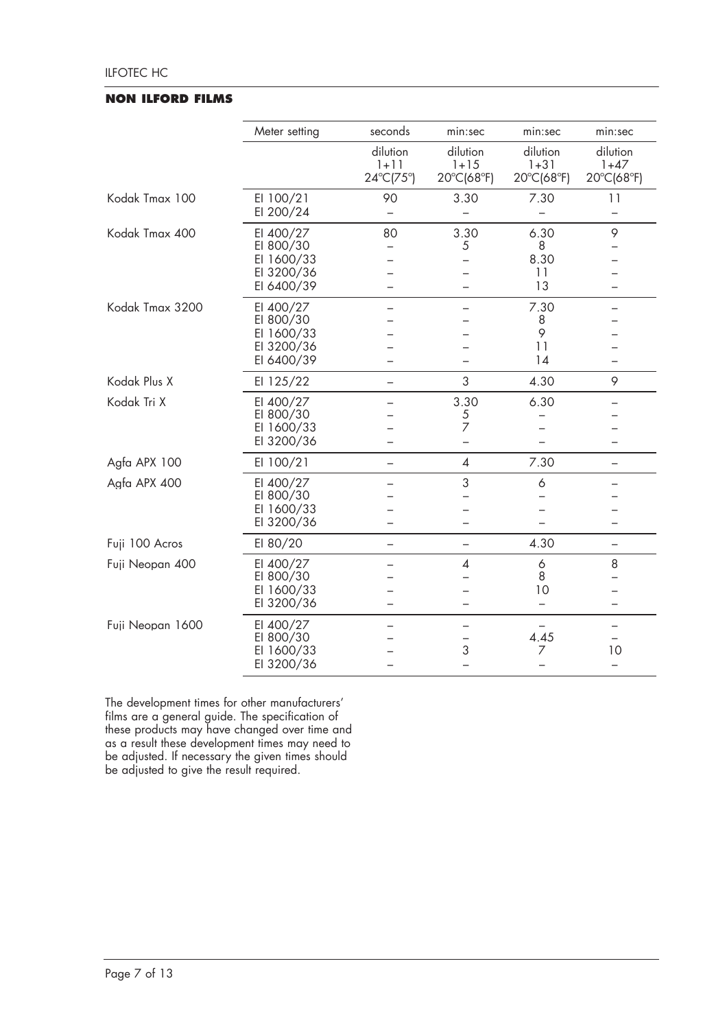## NON ILFORD FILMS

| | Meter setting | seconds | min:sec | min:sec | min:sec |
|---|---|---|---|---|---|
| | | dilution 1+11 24°C(75°) | dilution 1+15 20°C(68°F) | dilution 1+31 20°C(68°F) | dilution 1+47 20°C(68°F) |
| Kodak Tmax 100 | EI 100/21 | 90 | 3.30 | 7.30 | 11 |
| | EI 200/24 | – | – | – | – |
| Kodak Tmax 400 | EI 400/27 | 80 | 3.30 | 6.30 | 9 |
| | EI 800/30 | – | 5 | 8 | – |
| | EI 1600/33 | – | – | 8.30 | – |
| | EI 3200/36 | – | – | 11 | – |
| | EI 6400/39 | – | – | 13 | – |
| Kodak Tmax 3200 | EI 400/27 | – | – | 7.30 | – |
| | EI 800/30 | – | – | 8 | – |
| | EI 1600/33 | – | – | 9 | – |
| | EI 3200/36 | – | – | 11 | – |
| | EI 6400/39 | – | – | 14 | – |
| Kodak Plus X | EI 125/22 | – | 3 | 4.30 | 9 |
| Kodak Tri X | EI 400/27 | – | 3.30 | 6.30 | – |
| | EI 800/30 | – | 5 | – | – |
| | EI 1600/33 | – | 7 | – | – |
| | EI 3200/36 | – | – | – | – |
| Agfa APX 100 | EI 100/21 | – | 4 | 7.30 | – |
| Agfa APX 400 | EI 400/27 | – | 3 | 6 | – |
| | EI 800/30 | – | – | – | – |
| | EI 1600/33 | – | – | – | – |
| | EI 3200/36 | – | – | – | – |
| Fuji 100 Acros | EI 80/20 | – | – | 4.30 | – |
| Fuji Neopan 400 | EI 400/27 | – | 4 | 6 | 8 |
| | EI 800/30 | – | – | 8 | – |
| | EI 1600/33 | – | – | 10 | – |
| | EI 3200/36 | – | – | – | – |
| Fuji Neopan 1600 | EI 400/27 | – | – | – | – |
| | EI 800/30 | – | – | 4.45 | – |
| | EI 1600/33 | – | 3 | 7 | 10 |
| | EI 3200/36 | – | – | – | – |

The development times for other manufacturers' films are a general guide. The specification of these products may have changed over time and as a result these development times may need to be adjusted. If necessary the given times should be adjusted to give the result required.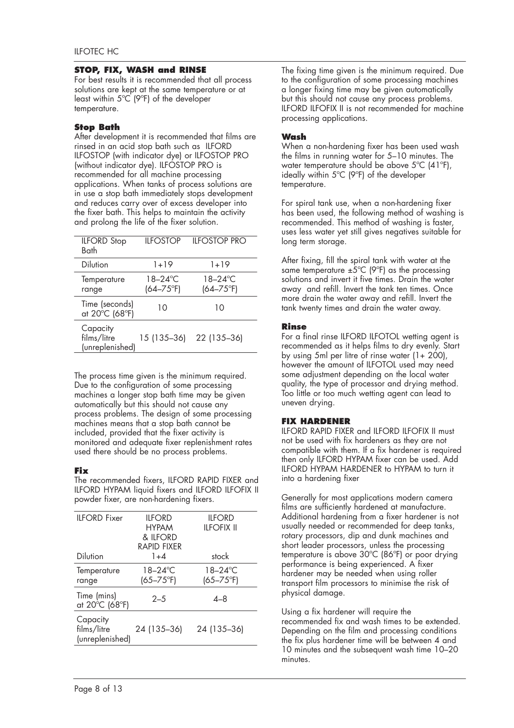## STOP, FIX, WASH and RINSE

For best results it is recommended that all process solutions are kept at the same temperature or at least within 5°C (9°F) of the developer temperature.

### Stop Bath

After development it is recommended that films are rinsed in an acid stop bath such as ILFORD ILFOSTOP (with indicator dye) or ILFOSTOP PRO (without indicator dye). ILFOSTOP PRO is recommended for all machine processing applications. When tanks of process solutions are in use a stop bath immediately stops development and reduces carry over of excess developer into the fixer bath. This helps to maintain the activity and prolong the life of the fixer solution.

| ILFORD Stop Bath | ILFOSTOP | ILFOSTOP PRO |
|---|---|---|
| Dilution | 1+19 | 1+19 |
| Temperature range | 18–24°C (64–75°F) | 18–24°C (64–75°F) |
| Time (seconds) at 20°C (68°F) | 10 | 10 |
| Capacity films/litre (unreplenished) | 15 (135–36) | 22 (135–36) |

The process time given is the minimum required. Due to the configuration of some processing machines a longer stop bath time may be given automatically but this should not cause any process problems. The design of some processing machines means that a stop bath cannot be included, provided that the fixer activity is monitored and adequate fixer replenishment rates used there should be no process problems.

### Fix

The recommended fixers, ILFORD RAPID FIXER and ILFORD HYPAM liquid fixers and ILFORD ILFOFIX II powder fixer, are non-hardening fixers.

| ILFORD Fixer | ILFORD HYPAM & ILFORD RAPID FIXER | ILFORD ILFOFIX II |
|---|---|---|
| Dilution | 1+4 | stock |
| Temperature range | 18–24°C (65–75°F) | 18–24°C (65–75°F) |
| Time (mins) at 20°C (68°F) | 2–5 | 4–8 |
| Capacity films/litre (unreplenished) | 24 (135–36) | 24 (135–36) |

The fixing time given is the minimum required. Due to the configuration of some processing machines a longer fixing time may be given automatically but this should not cause any process problems. ILFORD ILFOFIX II is not recommended for machine processing applications.

### Wash

When a non-hardening fixer has been used wash the films in running water for 5–10 minutes. The water temperature should be above 5°C (41°F), ideally within 5°C (9°F) of the developer temperature.

For spiral tank use, when a non-hardening fixer has been used, the following method of washing is recommended. This method of washing is faster, uses less water yet still gives negatives suitable for long term storage.

After fixing, fill the spiral tank with water at the same temperature ±5°C (9°F) as the processing solutions and invert it five times. Drain the water away and refill. Invert the tank ten times. Once more drain the water away and refill. Invert the tank twenty times and drain the water away.

### Rinse

For a final rinse ILFORD ILFOTOL wetting agent is recommended as it helps films to dry evenly. Start by using 5ml per litre of rinse water (1+ 200), however the amount of ILFOTOL used may need some adjustment depending on the local water quality, the type of processor and drying method. Too little or too much wetting agent can lead to uneven drying.

## FIX HARDENER

ILFORD RAPID FIXER and ILFORD ILFOFIX II must not be used with fix hardeners as they are not compatible with them. If a fix hardener is required then only ILFORD HYPAM fixer can be used. Add ILFORD HYPAM HARDENER to HYPAM to turn it into a hardening fixer

Generally for most applications modern camera films are sufficiently hardened at manufacture. Additional hardening from a fixer hardener is not usually needed or recommended for deep tanks, rotary processors, dip and dunk machines and short leader processors, unless the processing temperature is above 30°C (86°F) or poor drying performance is being experienced. A fixer hardener may be needed when using roller transport film processors to minimise the risk of physical damage.

Using a fix hardener will require the recommended fix and wash times to be extended. Depending on the film and processing conditions the fix plus hardener time will be between 4 and 10 minutes and the subsequent wash time 10–20 minutes.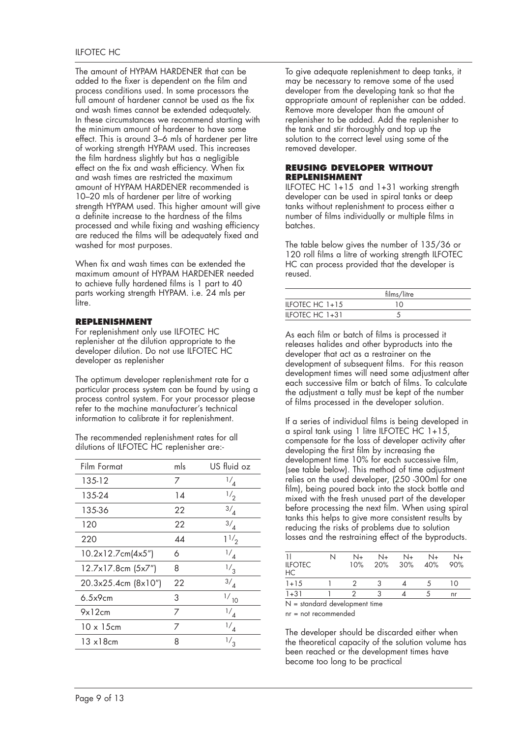The amount of HYPAM HARDENER that can be added to the fixer is dependent on the film and process conditions used. In some processors the full amount of hardener cannot be used as the fix and wash times cannot be extended adequately. In these circumstances we recommend starting with the minimum amount of hardener to have some effect. This is around 3–6 mls of hardener per litre of working strength HYPAM used. This increases the film hardness slightly but has a negligible effect on the fix and wash efficiency. When fix and wash times are restricted the maximum amount of HYPAM HARDENER recommended is 10–20 mls of hardener per litre of working strength HYPAM used. This higher amount will give a definite increase to the hardness of the films processed and while fixing and washing efficiency are reduced the films will be adequately fixed and washed for most purposes.

When fix and wash times can be extended the maximum amount of HYPAM HARDENER needed to achieve fully hardened films is 1 part to 40 parts working strength HYPAM. i.e. 24 mls per litre.

## REPLENISHMENT

For replenishment only use ILFOTEC HC replenisher at the dilution appropriate to the developer dilution. Do not use ILFOTEC HC developer as replenisher

The optimum developer replenishment rate for a particular process system can be found by using a process control system. For your processor please refer to the machine manufacturer's technical information to calibrate it for replenishment.

The recommended replenishment rates for all dilutions of ILFOTEC HC replenisher are:-

| Film Format | mls | US fluid oz |
|---|---|---|
| 135-12 | 7 | 1/4 |
| 135-24 | 14 | 1/2 |
| 135-36 | 22 | 3/4 |
| 120 | 22 | 3/4 |
| 220 | 44 | 1 1/2 |
| 10.2x12.7cm(4x5") | 6 | 1/4 |
| 12.7x17.8cm (5x7") | 8 | 1/3 |
| 20.3x25.4cm (8x10") | 22 | 3/4 |
| 6.5x9cm | 3 | 1/10 |
| 9x12cm | 7 | 1/4 |
| 10 x 15cm | 7 | 1/4 |
| 13 x18cm | 8 | 1/3 |

To give adequate replenishment to deep tanks, it may be necessary to remove some of the used developer from the developing tank so that the appropriate amount of replenisher can be added. Remove more developer than the amount of replenisher to be added. Add the replenisher to the tank and stir thoroughly and top up the solution to the correct level using some of the removed developer.

## REUSING DEVELOPER WITHOUT REPLENISHMENT

ILFOTEC HC 1+15 and 1+31 working strength developer can be used in spiral tanks or deep tanks without replenishment to process either a number of films individually or multiple films in batches.

The table below gives the number of 135/36 or 120 roll films a litre of working strength ILFOTEC HC can process provided that the developer is reused.

| | films/litre |
|---|---|
| ILFOTEC HC 1+15 | 10 |
| ILFOTEC HC 1+31 | 5 |

As each film or batch of films is processed it releases halides and other byproducts into the developer that act as a restrainer on the development of subsequent films. For this reason development times will need some adjustment after each successive film or batch of films. To calculate the adjustment a tally must be kept of the number of films processed in the developer solution.

If a series of individual films is being developed in a spiral tank using 1 litre ILFOTEC HC 1+15, compensate for the loss of developer activity after developing the first film by increasing the development time 10% for each successive film, (see table below). This method of time adjustment relies on the used developer, (250 -300ml for one film), being poured back into the stock bottle and mixed with the fresh unused part of the developer before processing the next film. When using spiral tanks this helps to give more consistent results by reducing the risks of problems due to solution losses and the restraining effect of the byproducts.

| 1l ILFOTEC HC | N | N+ 10% | N+ 20% | N+ 30% | N+ 40% | N+ 90% |
|---|---|---|---|---|---|---|
| 1+15 | 1 | 2 | 3 | 4 | 5 | 10 |
| 1+31 | 1 | 2 | 3 | 4 | 5 | nr |

N = standard development time

nr = not recommended

The developer should be discarded either when the theoretical capacity of the solution volume has been reached or the development times have become too long to be practical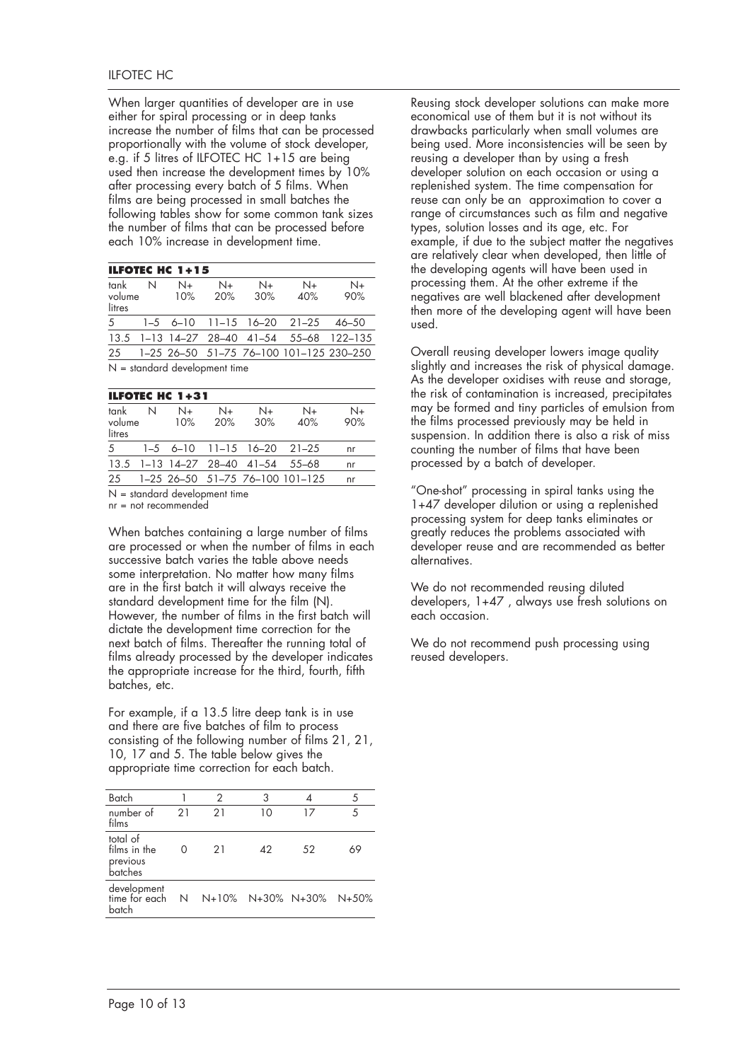When larger quantities of developer are in use either for spiral processing or in deep tanks increase the number of films that can be processed proportionally with the volume of stock developer, e.g. if 5 litres of ILFOTEC HC 1+15 are being used then increase the development times by 10% after processing every batch of 5 films. When films are being processed in small batches the following tables show for some common tank sizes the number of films that can be processed before each 10% increase in development time.

**ILFOTEC HC 1+15**

| tank volume litres | N | N+ 10% | N+ 20% | N+ 30% | N+ 40% | N+ 90% |
|---|---|---|---|---|---|---|
| 5 | 1–5 | 6–10 | 11–15 | 16–20 | 21–25 | 46–50 |
| 13.5 | 1–13 | 14–27 | 28–40 | 41–54 | 55–68 | 122–135 |
| 25 | 1–25 | 26–50 | 51–75 | 76–100 | 101–125 | 230–250 |

N = standard development time

**ILFOTEC HC 1+31**

| tank volume litres | N | N+ 10% | N+ 20% | N+ 30% | N+ 40% | N+ 90% |
|---|---|---|---|---|---|---|
| 5 | 1–5 | 6–10 | 11–15 | 16–20 | 21–25 | nr |
| 13.5 | 1–13 | 14–27 | 28–40 | 41–54 | 55–68 | nr |
| 25 | 1–25 | 26–50 | 51–75 | 76–100 | 101–125 | nr |

N = standard development time
nr = not recommended

When batches containing a large number of films are processed or when the number of films in each successive batch varies the table above needs some interpretation. No matter how many films are in the first batch it will always receive the standard development time for the film (N). However, the number of films in the first batch will dictate the development time correction for the next batch of films. Thereafter the running total of films already processed by the developer indicates the appropriate increase for the third, fourth, fifth batches, etc.

For example, if a 13.5 litre deep tank is in use and there are five batches of film to process consisting of the following number of films 21, 21, 10, 17 and 5. The table below gives the appropriate time correction for each batch.

| Batch | 1 | 2 | 3 | 4 | 5 |
|---|---|---|---|---|---|
| number of films | 21 | 21 | 10 | 17 | 5 |
| total of films in the previous batches | 0 | 21 | 42 | 52 | 69 |
| development time for each batch | N | N+10% | N+30% | N+30% | N+50% |

Reusing stock developer solutions can make more economical use of them but it is not without its drawbacks particularly when small volumes are being used. More inconsistencies will be seen by reusing a developer than by using a fresh developer solution on each occasion or using a replenished system. The time compensation for reuse can only be an approximation to cover a range of circumstances such as film and negative types, solution losses and its age, etc. For example, if due to the subject matter the negatives are relatively clear when developed, then little of the developing agents will have been used in processing them. At the other extreme if the negatives are well blackened after development then more of the developing agent will have been used.

Overall reusing developer lowers image quality slightly and increases the risk of physical damage. As the developer oxidises with reuse and storage, the risk of contamination is increased, precipitates may be formed and tiny particles of emulsion from the films processed previously may be held in suspension. In addition there is also a risk of miss counting the number of films that have been processed by a batch of developer.

"One-shot" processing in spiral tanks using the 1+47 developer dilution or using a replenished processing system for deep tanks eliminates or greatly reduces the problems associated with developer reuse and are recommended as better alternatives.

We do not recommended reusing diluted developers, 1+47 , always use fresh solutions on each occasion.

We do not recommend push processing using reused developers.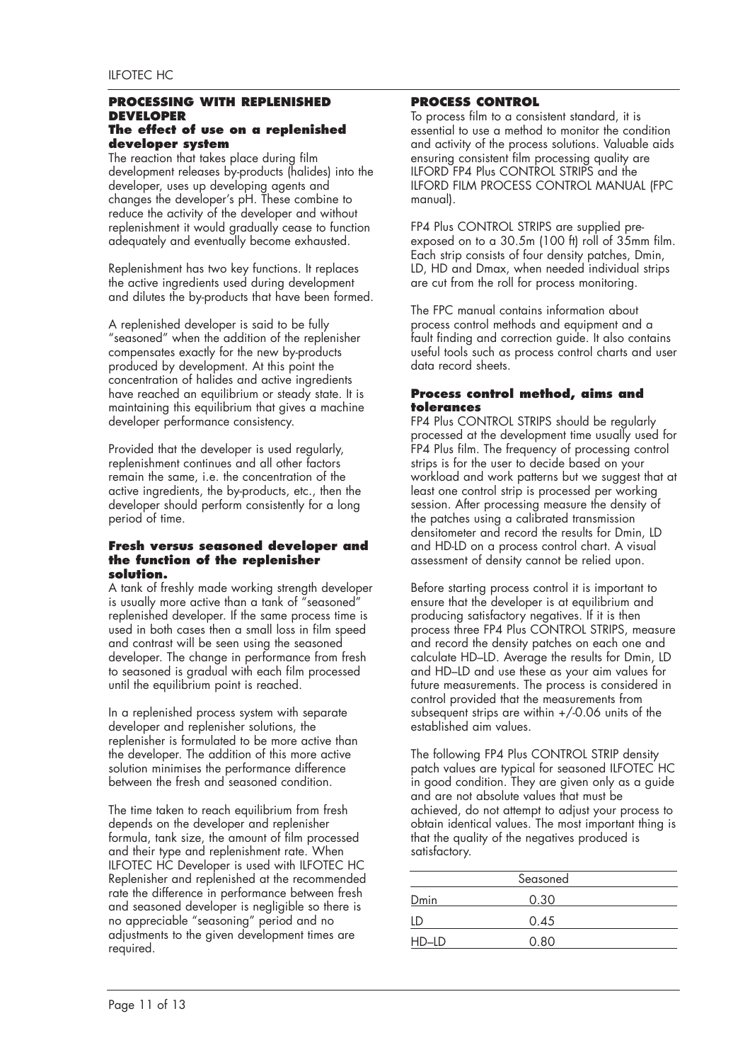## PROCESSING WITH REPLENISHED DEVELOPER

### The effect of use on a replenished developer system

The reaction that takes place during film development releases by-products (halides) into the developer, uses up developing agents and changes the developer's pH. These combine to reduce the activity of the developer and without replenishment it would gradually cease to function adequately and eventually become exhausted.

Replenishment has two key functions. It replaces the active ingredients used during development and dilutes the by-products that have been formed.

A replenished developer is said to be fully "seasoned" when the addition of the replenisher compensates exactly for the new by-products produced by development. At this point the concentration of halides and active ingredients have reached an equilibrium or steady state. It is maintaining this equilibrium that gives a machine developer performance consistency.

Provided that the developer is used regularly, replenishment continues and all other factors remain the same, i.e. the concentration of the active ingredients, the by-products, etc., then the developer should perform consistently for a long period of time.

### Fresh versus seasoned developer and the function of the replenisher solution.

A tank of freshly made working strength developer is usually more active than a tank of "seasoned" replenished developer. If the same process time is used in both cases then a small loss in film speed and contrast will be seen using the seasoned developer. The change in performance from fresh to seasoned is gradual with each film processed until the equilibrium point is reached.

In a replenished process system with separate developer and replenisher solutions, the replenisher is formulated to be more active than the developer. The addition of this more active solution minimises the performance difference between the fresh and seasoned condition.

The time taken to reach equilibrium from fresh depends on the developer and replenisher formula, tank size, the amount of film processed and their type and replenishment rate. When ILFOTEC HC Developer is used with ILFOTEC HC Replenisher and replenished at the recommended rate the difference in performance between fresh and seasoned developer is negligible so there is no appreciable "seasoning" period and no adjustments to the given development times are required.

## PROCESS CONTROL

To process film to a consistent standard, it is essential to use a method to monitor the condition and activity of the process solutions. Valuable aids ensuring consistent film processing quality are ILFORD FP4 Plus CONTROL STRIPS and the ILFORD FILM PROCESS CONTROL MANUAL (FPC manual).

FP4 Plus CONTROL STRIPS are supplied pre-exposed on to a 30.5m (100 ft) roll of 35mm film. Each strip consists of four density patches, Dmin, LD, HD and Dmax, when needed individual strips are cut from the roll for process monitoring.

The FPC manual contains information about process control methods and equipment and a fault finding and correction guide. It also contains useful tools such as process control charts and user data record sheets.

### Process control method, aims and tolerances

FP4 Plus CONTROL STRIPS should be regularly processed at the development time usually used for FP4 Plus film. The frequency of processing control strips is for the user to decide based on your workload and work patterns but we suggest that at least one control strip is processed per working session. After processing measure the density of the patches using a calibrated transmission densitometer and record the results for Dmin, LD and HD-LD on a process control chart. A visual assessment of density cannot be relied upon.

Before starting process control it is important to ensure that the developer is at equilibrium and producing satisfactory negatives. If it is then process three FP4 Plus CONTROL STRIPS, measure and record the density patches on each one and calculate HD–LD. Average the results for Dmin, LD and HD–LD and use these as your aim values for future measurements. The process is considered in control provided that the measurements from subsequent strips are within +/-0.06 units of the established aim values.

The following FP4 Plus CONTROL STRIP density patch values are typical for seasoned ILFOTEC HC in good condition. They are given only as a guide and are not absolute values that must be achieved, do not attempt to adjust your process to obtain identical values. The most important thing is that the quality of the negatives produced is satisfactory.

| | Seasoned |
|---|---|
| Dmin | 0.30 |
| LD | 0.45 |
| HD–LD | 0.80 |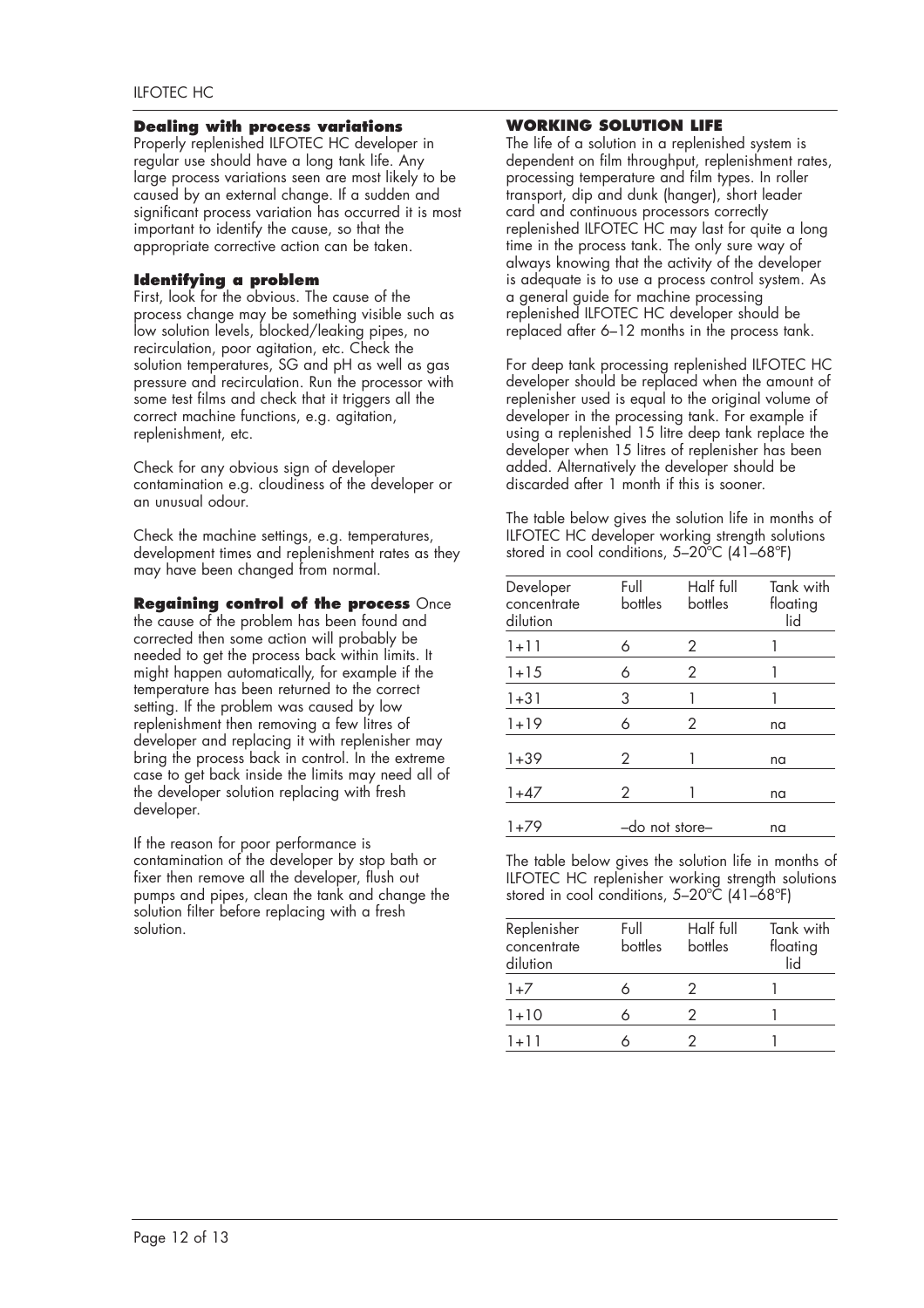### Dealing with process variations

Properly replenished ILFOTEC HC developer in regular use should have a long tank life. Any large process variations seen are most likely to be caused by an external change. If a sudden and significant process variation has occurred it is most important to identify the cause, so that the appropriate corrective action can be taken.

### Identifying a problem

First, look for the obvious. The cause of the process change may be something visible such as low solution levels, blocked/leaking pipes, no recirculation, poor agitation, etc. Check the solution temperatures, SG and pH as well as gas pressure and recirculation. Run the processor with some test films and check that it triggers all the correct machine functions, e.g. agitation, replenishment, etc.

Check for any obvious sign of developer contamination e.g. cloudiness of the developer or an unusual odour.

Check the machine settings, e.g. temperatures, development times and replenishment rates as they may have been changed from normal.

**Regaining control of the process** Once the cause of the problem has been found and corrected then some action will probably be needed to get the process back within limits. It might happen automatically, for example if the temperature has been returned to the correct setting. If the problem was caused by low replenishment then removing a few litres of developer and replacing it with replenisher may bring the process back in control. In the extreme case to get back inside the limits may need all of the developer solution replacing with fresh developer.

If the reason for poor performance is contamination of the developer by stop bath or fixer then remove all the developer, flush out pumps and pipes, clean the tank and change the solution filter before replacing with a fresh solution.

### WORKING SOLUTION LIFE

The life of a solution in a replenished system is dependent on film throughput, replenishment rates, processing temperature and film types. In roller transport, dip and dunk (hanger), short leader card and continuous processors correctly replenished ILFOTEC HC may last for quite a long time in the process tank. The only sure way of always knowing that the activity of the developer is adequate is to use a process control system. As a general guide for machine processing replenished ILFOTEC HC developer should be replaced after 6–12 months in the process tank.

For deep tank processing replenished ILFOTEC HC developer should be replaced when the amount of replenisher used is equal to the original volume of developer in the processing tank. For example if using a replenished 15 litre deep tank replace the developer when 15 litres of replenisher has been added. Alternatively the developer should be discarded after 1 month if this is sooner.

The table below gives the solution life in months of ILFOTEC HC developer working strength solutions stored in cool conditions, 5–20°C (41–68°F)

| Developer concentrate dilution | Full bottles | Half full bottles | Tank with floating lid |
|---|---|---|---|
| 1+11 | 6 | 2 | 1 |
| 1+15 | 6 | 2 | 1 |
| 1+31 | 3 | 1 | 1 |
| 1+19 | 6 | 2 | na |
| 1+39 | 2 | 1 | na |
| 1+47 | 2 | 1 | na |
| 1+79 | –do not store– | | na |

The table below gives the solution life in months of ILFOTEC HC replenisher working strength solutions stored in cool conditions, 5–20°C (41–68°F)

| Replenisher concentrate dilution | Full bottles | Half full bottles | Tank with floating lid |
|---|---|---|---|
| 1+7 | 6 | 2 | 1 |
| 1+10 | 6 | 2 | 1 |
| 1+11 | 6 | 2 | 1 |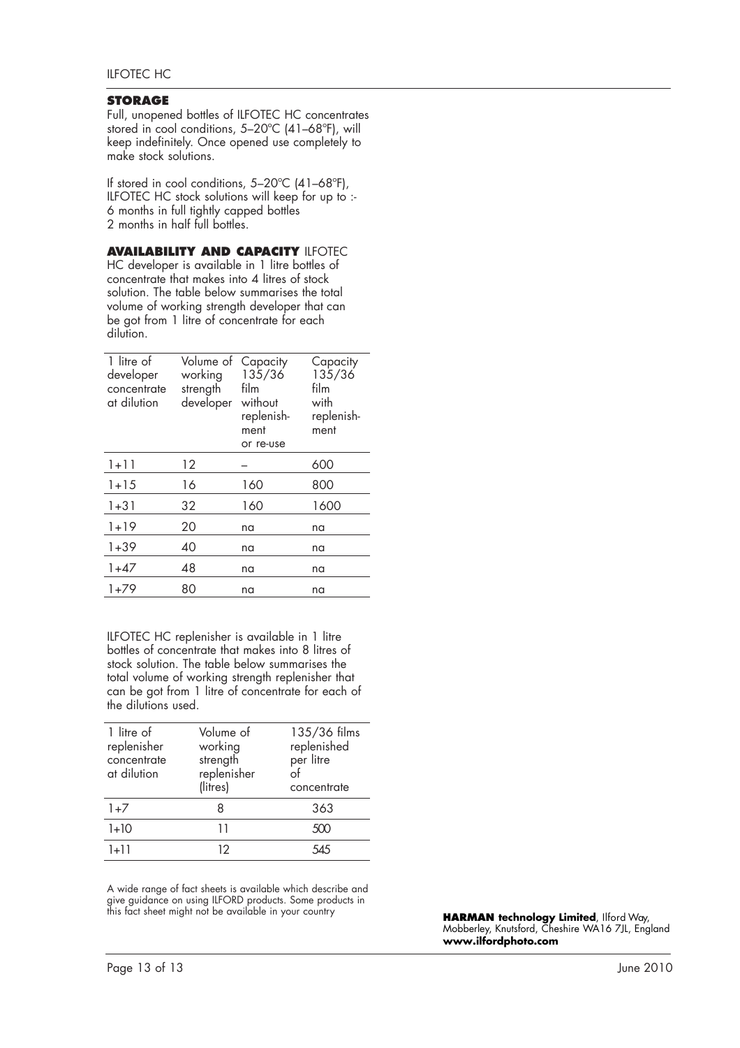## STORAGE

Full, unopened bottles of ILFOTEC HC concentrates stored in cool conditions, 5–20°C (41–68°F), will keep indefinitely. Once opened use completely to make stock solutions.

If stored in cool conditions, 5–20°C (41–68°F), ILFOTEC HC stock solutions will keep for up to :-
6 months in full tightly capped bottles
2 months in half full bottles.

## AVAILABILITY AND CAPACITY

ILFOTEC HC developer is available in 1 litre bottles of concentrate that makes into 4 litres of stock solution. The table below summarises the total volume of working strength developer that can be got from 1 litre of concentrate for each dilution.

| 1 litre of developer concentrate at dilution | Volume of working strength developer | Capacity 135/36 film without replenishment or re-use | Capacity 135/36 film with replenishment |
|---|---|---|---|
| 1+11 | 12 | – | 600 |
| 1+15 | 16 | 160 | 800 |
| 1+31 | 32 | 160 | 1600 |
| 1+19 | 20 | na | na |
| 1+39 | 40 | na | na |
| 1+47 | 48 | na | na |
| 1+79 | 80 | na | na |

ILFOTEC HC replenisher is available in 1 litre bottles of concentrate that makes into 8 litres of stock solution. The table below summarises the total volume of working strength replenisher that can be got from 1 litre of concentrate for each of the dilutions used.

| 1 litre of replenisher concentrate at dilution | Volume of working strength replenisher (litres) | 135/36 films replenished per litre of concentrate |
|---|---|---|
| 1+7 | 8 | 363 |
| 1+10 | 11 | 500 |
| 1+11 | 12 | 545 |

A wide range of fact sheets is available which describe and give guidance on using ILFORD products. Some products in this fact sheet might not be available in your country

**HARMAN technology Limited**, Ilford Way, Mobberley, Knutsford, Cheshire WA16 7JL, England
**www.ilfordphoto.com**

June 2010